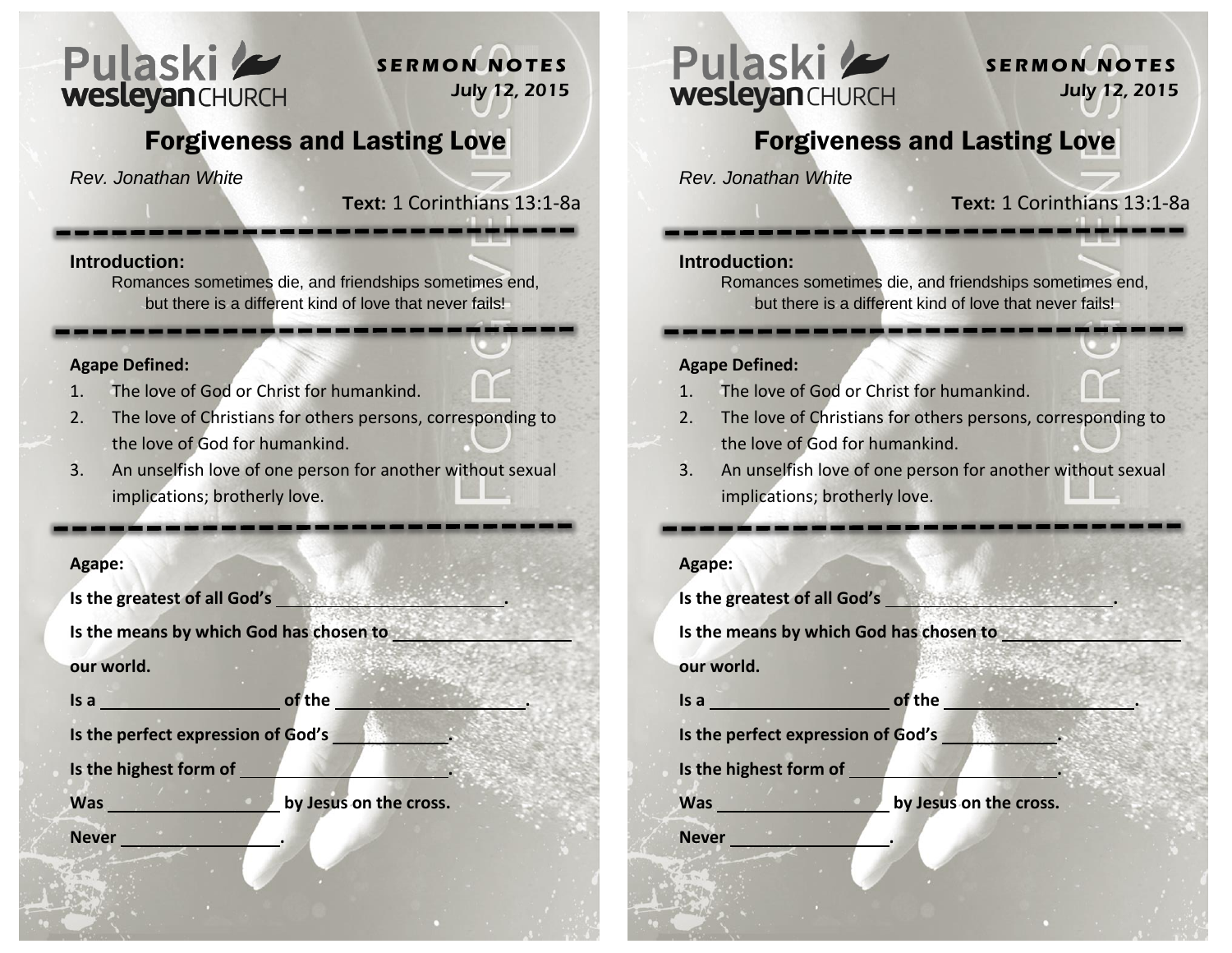Pulaski wesleyan CHURCH

**SERMON NOTES**
*July 12, 2015*

# Forgiveness and Lasting Love

*Rev. Jonathan White*

**Text:** 1 Corinthians 13:1-8a

---

**Introduction:**

Romances sometimes die, and friendships sometimes end, but there is a different kind of love that never fails!

---

**Agape Defined:**

1. The love of God or Christ for humankind.
2. The love of Christians for others persons, corresponding to the love of God for humankind.
3. An unselfish love of one person for another without sexual implications; brotherly love.

---

**Agape:**

**Is the greatest of all God's ________________________.**

**Is the means by which God has chosen to __________________ our world.**

**Is a ___________________ of the ____________________.**

**Is the perfect expression of God's ____________.**

**Is the highest form of ______________________.**

**Was __________________ by Jesus on the cross.**

**Never _______________.**

---

Pulaski wesleyan CHURCH

**SERMON NOTES**
*July 12, 2015*

# Forgiveness and Lasting Love

*Rev. Jonathan White*

**Text:** 1 Corinthians 13:1-8a

---

**Introduction:**

Romances sometimes die, and friendships sometimes end, but there is a different kind of love that never fails!

---

**Agape Defined:**

1. The love of God or Christ for humankind.
2. The love of Christians for others persons, corresponding to the love of God for humankind.
3. An unselfish love of one person for another without sexual implications; brotherly love.

---

**Agape:**

**Is the greatest of all God's ________________________.**

**Is the means by which God has chosen to __________________ our world.**

**Is a ___________________ of the ____________________.**

**Is the perfect expression of God's ____________.**

**Is the highest form of ______________________.**

**Was __________________ by Jesus on the cross.**

**Never _______________.**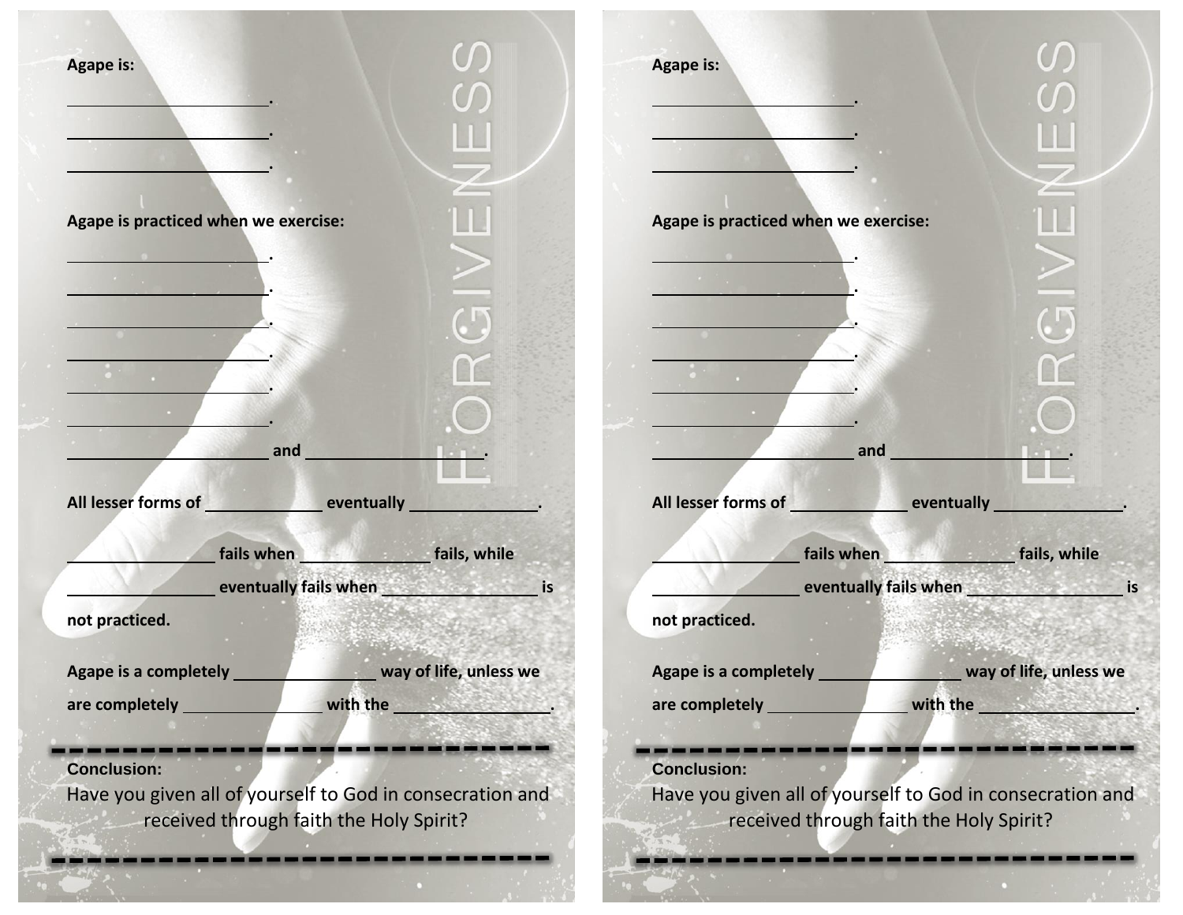**Agape is:**

\_\_\_\_\_\_\_\_\_\_\_\_\_\_\_\_\_\_\_\_.

\_\_\_\_\_\_\_\_\_\_\_\_\_\_\_\_\_\_\_\_.

\_\_\_\_\_\_\_\_\_\_\_\_\_\_\_\_\_\_\_\_.

**Agape is practiced when we exercise:**

\_\_\_\_\_\_\_\_\_\_\_\_\_\_\_\_\_\_\_\_.

\_\_\_\_\_\_\_\_\_\_\_\_\_\_\_\_\_\_\_\_.

\_\_\_\_\_\_\_\_\_\_\_\_\_\_\_\_\_\_\_\_.

\_\_\_\_\_\_\_\_\_\_\_\_\_\_\_\_\_\_\_\_.

\_\_\_\_\_\_\_\_\_\_\_\_\_\_\_\_\_\_\_\_.

\_\_\_\_\_\_\_\_\_\_\_\_\_\_\_\_\_\_\_\_.

\_\_\_\_\_\_\_\_\_\_\_\_\_\_\_\_\_\_\_\_ **and** \_\_\_\_\_\_\_\_\_\_\_\_\_\_\_\_\_\_\_\_.

FORGIVENESS

**All lesser forms of** \_\_\_\_\_\_\_\_\_\_\_\_ **eventually** \_\_\_\_\_\_\_\_\_\_\_\_\_.

\_\_\_\_\_\_\_\_\_\_\_\_\_\_\_ **fails when** \_\_\_\_\_\_\_\_\_\_\_\_\_ **fails, while** \_\_\_\_\_\_\_\_\_\_\_\_\_\_\_ **eventually fails when** \_\_\_\_\_\_\_\_\_\_\_\_\_\_\_\_ **is not practiced.**

**Agape is a completely** \_\_\_\_\_\_\_\_\_\_\_\_\_\_\_ **way of life, unless we are completely** \_\_\_\_\_\_\_\_\_\_\_\_\_\_\_ **with the** \_\_\_\_\_\_\_\_\_\_\_\_\_\_\_\_\_.

---

**Conclusion:**

Have you given all of yourself to God in consecration and received through faith the Holy Spirit?

---

**Agape is:**

\_\_\_\_\_\_\_\_\_\_\_\_\_\_\_\_\_\_\_\_.

\_\_\_\_\_\_\_\_\_\_\_\_\_\_\_\_\_\_\_\_.

\_\_\_\_\_\_\_\_\_\_\_\_\_\_\_\_\_\_\_\_.

**Agape is practiced when we exercise:**

\_\_\_\_\_\_\_\_\_\_\_\_\_\_\_\_\_\_\_\_.

\_\_\_\_\_\_\_\_\_\_\_\_\_\_\_\_\_\_\_\_.

\_\_\_\_\_\_\_\_\_\_\_\_\_\_\_\_\_\_\_\_.

\_\_\_\_\_\_\_\_\_\_\_\_\_\_\_\_\_\_\_\_.

\_\_\_\_\_\_\_\_\_\_\_\_\_\_\_\_\_\_\_\_.

\_\_\_\_\_\_\_\_\_\_\_\_\_\_\_\_\_\_\_\_.

\_\_\_\_\_\_\_\_\_\_\_\_\_\_\_\_\_\_\_\_ **and** \_\_\_\_\_\_\_\_\_\_\_\_\_\_\_\_\_\_\_\_.

FORGIVENESS

**All lesser forms of** \_\_\_\_\_\_\_\_\_\_\_\_ **eventually** \_\_\_\_\_\_\_\_\_\_\_\_\_.

\_\_\_\_\_\_\_\_\_\_\_\_\_\_\_ **fails when** \_\_\_\_\_\_\_\_\_\_\_\_\_ **fails, while** \_\_\_\_\_\_\_\_\_\_\_\_\_\_\_ **eventually fails when** \_\_\_\_\_\_\_\_\_\_\_\_\_\_\_\_ **is not practiced.**

**Agape is a completely** \_\_\_\_\_\_\_\_\_\_\_\_\_\_\_ **way of life, unless we are completely** \_\_\_\_\_\_\_\_\_\_\_\_\_\_\_ **with the** \_\_\_\_\_\_\_\_\_\_\_\_\_\_\_\_\_.

---

**Conclusion:**

Have you given all of yourself to God in consecration and received through faith the Holy Spirit?

---